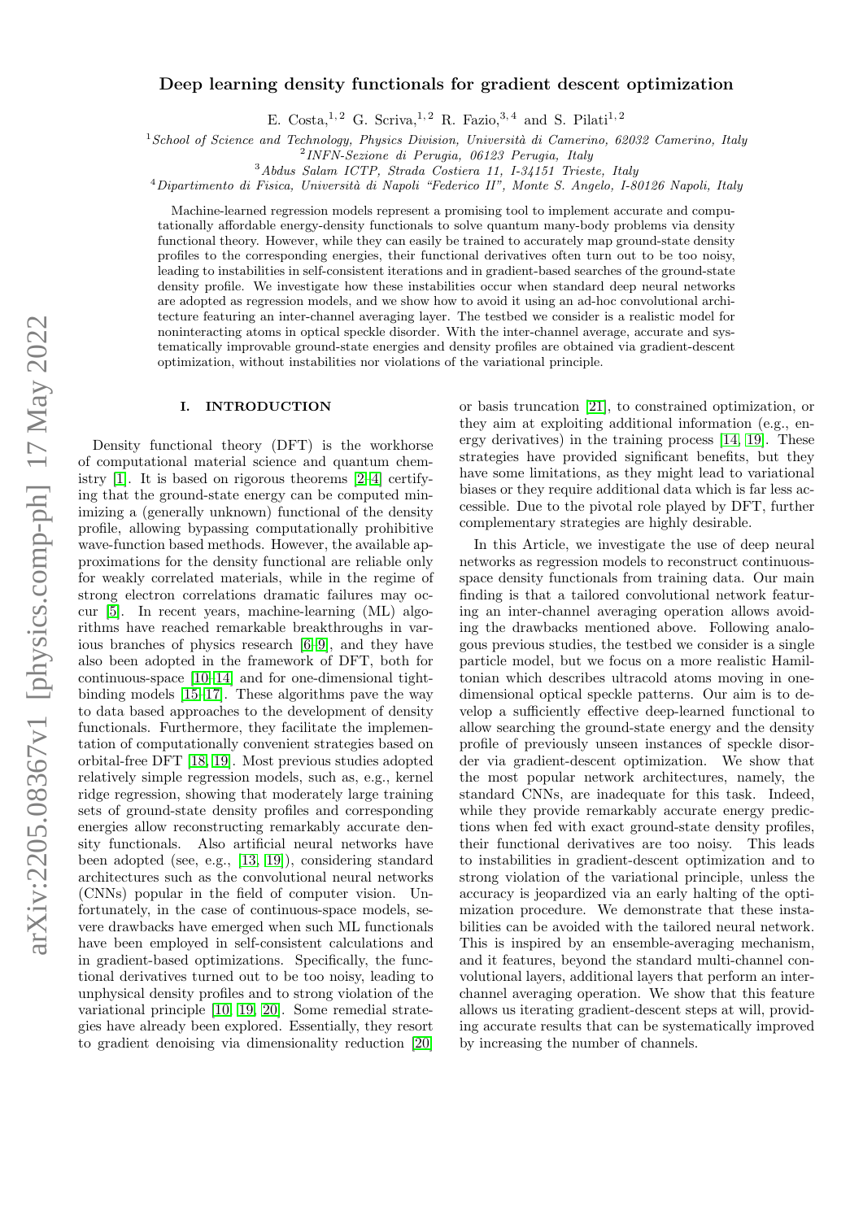# Deep learning density functionals for gradient descent optimization

E. Costa,[1,2] G. Scriva,[1,2] R. Fazio,[3,4] and S. Pilati[1,2]

[1]*School of Science and Technology, Physics Division, Università di Camerino, 62032 Camerino, Italy*
[2]*INFN-Sezione di Perugia, 06123 Perugia, Italy*
[3]*Abdus Salam ICTP, Strada Costiera 11, I-34151 Trieste, Italy*
[4]*Dipartimento di Fisica, Università di Napoli "Federico II", Monte S. Angelo, I-80126 Napoli, Italy*

Machine-learned regression models represent a promising tool to implement accurate and computationally affordable energy-density functionals to solve quantum many-body problems via density functional theory. However, while they can easily be trained to accurately map ground-state density profiles to the corresponding energies, their functional derivatives often turn out to be too noisy, leading to instabilities in self-consistent iterations and in gradient-based searches of the ground-state density profile. We investigate how these instabilities occur when standard deep neural networks are adopted as regression models, and we show how to avoid it using an ad-hoc convolutional architecture featuring an inter-channel averaging layer. The testbed we consider is a realistic model for noninteracting atoms in optical speckle disorder. With the inter-channel average, accurate and systematically improvable ground-state energies and density profiles are obtained via gradient-descent optimization, without instabilities nor violations of the variational principle.

## I. INTRODUCTION

Density functional theory (DFT) is the workhorse of computational material science and quantum chemistry [1]. It is based on rigorous theorems [2–4] certifying that the ground-state energy can be computed minimizing a (generally unknown) functional of the density profile, allowing bypassing computationally prohibitive wave-function based methods. However, the available approximations for the density functional are reliable only for weakly correlated materials, while in the regime of strong electron correlations dramatic failures may occur [5]. In recent years, machine-learning (ML) algorithms have reached remarkable breakthroughs in various branches of physics research [6–9], and they have also been adopted in the framework of DFT, both for continuous-space [10–14] and for one-dimensional tight-binding models [15–17]. These algorithms pave the way to data based approaches to the development of density functionals. Furthermore, they facilitate the implementation of computationally convenient strategies based on orbital-free DFT [18, 19]. Most previous studies adopted relatively simple regression models, such as, e.g., kernel ridge regression, showing that moderately large training sets of ground-state density profiles and corresponding energies allow reconstructing remarkably accurate density functionals. Also artificial neural networks have been adopted (see, e.g., [13, 19]), considering standard architectures such as the convolutional neural networks (CNNs) popular in the field of computer vision. Unfortunately, in the case of continuous-space models, severe drawbacks have emerged when such ML functionals have been employed in self-consistent calculations and in gradient-based optimizations. Specifically, the functional derivatives turned out to be too noisy, leading to unphysical density profiles and to strong violation of the variational principle [10, 19, 20]. Some remedial strategies have already been explored. Essentially, they resort to gradient denoising via dimensionality reduction [20] or basis truncation [21], to constrained optimization, or they aim at exploiting additional information (e.g., energy derivatives) in the training process [14, 19]. These strategies have provided significant benefits, but they have some limitations, as they might lead to variational biases or they require additional data which is far less accessible. Due to the pivotal role played by DFT, further complementary strategies are highly desirable.

In this Article, we investigate the use of deep neural networks as regression models to reconstruct continuous-space density functionals from training data. Our main finding is that a tailored convolutional network featuring an inter-channel averaging operation allows avoiding the drawbacks mentioned above. Following analogous previous studies, the testbed we consider is a single particle model, but we focus on a more realistic Hamiltonian which describes ultracold atoms moving in one-dimensional optical speckle patterns. Our aim is to develop a sufficiently effective deep-learned functional to allow searching the ground-state energy and the density profile of previously unseen instances of speckle disorder via gradient-descent optimization. We show that the most popular network architectures, namely, the standard CNNs, are inadequate for this task. Indeed, while they provide remarkably accurate energy predictions when fed with exact ground-state density profiles, their functional derivatives are too noisy. This leads to instabilities in gradient-descent optimization and to strong violation of the variational principle, unless the accuracy is jeopardized via an early halting of the optimization procedure. We demonstrate that these instabilities can be avoided with the tailored neural network. This is inspired by an ensemble-averaging mechanism, and it features, beyond the standard multi-channel convolutional layers, additional layers that perform an inter-channel averaging operation. We show that this feature allows us iterating gradient-descent steps at will, providing accurate results that can be systematically improved by increasing the number of channels.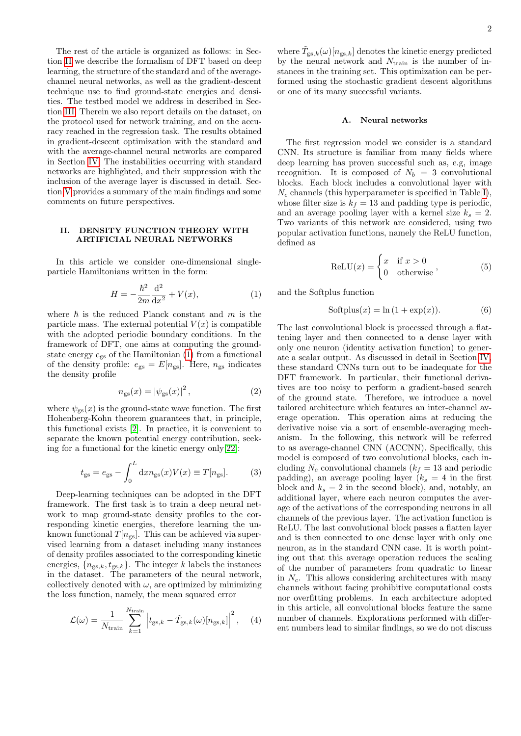The rest of the article is organized as follows: in Section II we describe the formalism of DFT based on deep learning, the structure of the standard and of the average-channel neural networks, as well as the gradient-descent technique use to find ground-state energies and densities. The testbed model we address in described in Section III. Therein we also report details on the dataset, on the protocol used for network training, and on the accuracy reached in the regression task. The results obtained in gradient-descent optimization with the standard and with the average-channel neural networks are compared in Section IV. The instabilities occurring with standard networks are highlighted, and their suppression with the inclusion of the average layer is discussed in detail. Section V provides a summary of the main findings and some comments on future perspectives.

## II. DENSITY FUNCTION THEORY WITH ARTIFICIAL NEURAL NETWORKS

In this article we consider one-dimensional single-particle Hamiltonians written in the form:

$$H = -\frac{\hbar^2}{2m}\frac{\mathrm{d}^2}{\mathrm{d}x^2} + V(x), \tag{1}$$

where $\hbar$ is the reduced Planck constant and $m$ is the particle mass. The external potential $V(x)$ is compatible with the adopted periodic boundary conditions. In the framework of DFT, one aims at computing the ground-state energy $e_{\mathrm{gs}}$ of the Hamiltonian (1) from a functional of the density profile: $e_{\mathrm{gs}} = E[n_{\mathrm{gs}}]$. Here, $n_{\mathrm{gs}}$ indicates the density profile

$$n_{\mathrm{gs}}(x) = |\psi_{\mathrm{gs}}(x)|^2, \tag{2}$$

where $\psi_{\mathrm{gs}}(x)$ is the ground-state wave function. The first Hohenberg-Kohn theorem guarantees that, in principle, this functional exists [2]. In practice, it is convenient to separate the known potential energy contribution, seeking for a functional for the kinetic energy only[22]:

$$t_{\mathrm{gs}} = e_{\mathrm{gs}} - \int_0^L \mathrm{d}x n_{\mathrm{gs}}(x)V(x) \equiv T[n_{\mathrm{gs}}]. \tag{3}$$

Deep-learning techniques can be adopted in the DFT framework. The first task is to train a deep neural network to map ground-state density profiles to the corresponding kinetic energies, therefore learning the unknown functional $T[n_{\mathrm{gs}}]$. This can be achieved via supervised learning from a dataset including many instances of density profiles associated to the corresponding kinetic energies, $\{n_{\mathrm{gs},k}, t_{\mathrm{gs},k}\}$. The integer $k$ labels the instances in the dataset. The parameters of the neural network, collectively denoted with $\omega$, are optimized by minimizing the loss function, namely, the mean squared error

$$\mathcal{L}(\omega) = \frac{1}{N_{\mathrm{train}}}\sum_{k=1}^{N_{\mathrm{train}}} \left| t_{\mathrm{gs},k} - \tilde{T}_{\mathrm{gs},k}(\omega)[n_{\mathrm{gs},k}]\right|^2, \tag{4}$$

where $\tilde{T}_{\mathrm{gs},k}(\omega)[n_{\mathrm{gs},k}]$ denotes the kinetic energy predicted by the neural network and $N_{\mathrm{train}}$ is the number of instances in the training set. This optimization can be performed using the stochastic gradient descent algorithms or one of its many successful variants.

### A. Neural networks

The first regression model we consider is a standard CNN. Its structure is familiar from many fields where deep learning has proven successful such as, e.g, image recognition. It is composed of $N_b = 3$ convolutional blocks. Each block includes a convolutional layer with $N_c$ channels (this hyperparameter is specified in Table I), whose filter size is $k_f = 13$ and padding type is periodic, and an average pooling layer with a kernel size $k_s = 2$. Two variants of this network are considered, using two popular activation functions, namely the ReLU function, defined as

$$\mathrm{ReLU}(x) = \begin{cases} x & \text{if } x > 0 \\ 0 & \text{otherwise} \end{cases}, \tag{5}$$

and the Softplus function

$$\mathrm{Softplus}(x) = \ln\left(1 + \exp(x)\right). \tag{6}$$

The last convolutional block is processed through a flattening layer and then connected to a dense layer with only one neuron (identity activation function) to generate a scalar output. As discussed in detail in Section IV, these standard CNNs turn out to be inadequate for the DFT framework. In particular, their functional derivatives are too noisy to perform a gradient-based search of the ground state. Therefore, we introduce a novel tailored architecture which features an inter-channel average operation. This operation aims at reducing the derivative noise via a sort of ensemble-averaging mechanism. In the following, this network will be referred to as average-channel CNN (ACCNN). Specifically, this model is composed of two convolutional blocks, each including $N_c$ convolutional channels ($k_f = 13$ and periodic padding), an average pooling layer ($k_s = 4$ in the first block and $k_s = 2$ in the second block), and, notably, an additional layer, where each neuron computes the average of the activations of the corresponding neurons in all channels of the previous layer. The activation function is ReLU. The last convolutional block passes a flatten layer and is then connected to one dense layer with only one neuron, as in the standard CNN case. It is worth pointing out that this average operation reduces the scaling of the number of parameters from quadratic to linear in $N_c$. This allows considering architectures with many channels without facing prohibitive computational costs nor overfitting problems. In each architecture adopted in this article, all convolutional blocks feature the same number of channels. Explorations performed with different numbers lead to similar findings, so we do not discuss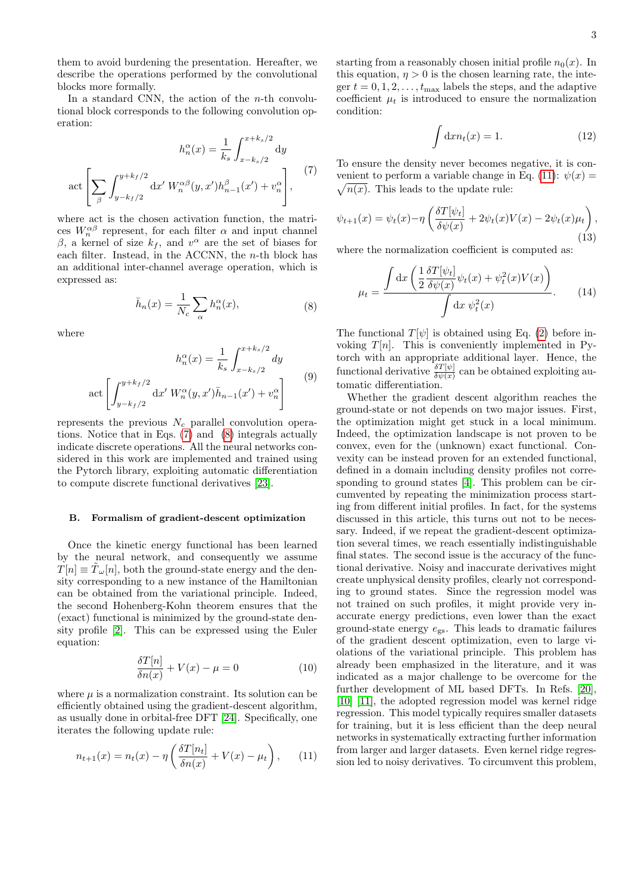them to avoid burdening the presentation. Hereafter, we describe the operations performed by the convolutional blocks more formally.

In a standard CNN, the action of the $n$-th convolutional block corresponds to the following convolution operation:

$$h_n^\alpha(x) = \frac{1}{k_s}\int_{x-k_s/2}^{x+k_s/2} \mathrm{d}y \; \mathrm{act}\left[\sum_\beta \int_{y-k_f/2}^{y+k_f/2} \mathrm{d}x' \; W_n^{\alpha\beta}(y,x') h_{n-1}^\beta(x') + v_n^\alpha\right], \tag{7}$$

where act is the chosen activation function, the matrices $W_n^{\alpha\beta}$ represent, for each filter $\alpha$ and input channel $\beta$, a kernel of size $k_f$, and $v^\alpha$ are the set of biases for each filter. Instead, in the ACCNN, the $n$-th block has an additional inter-channel average operation, which is expressed as:

$$\bar{h}_n(x) = \frac{1}{N_c}\sum_\alpha h_n^\alpha(x), \tag{8}$$

where

$$h_n^\alpha(x) = \frac{1}{k_s}\int_{x-k_s/2}^{x+k_s/2} dy \; \mathrm{act}\left[\int_{y-k_f/2}^{y+k_f/2} \mathrm{d}x' \; W_n^\alpha(y,x') \bar{h}_{n-1}(x') + v_n^\alpha\right] \tag{9}$$

represents the previous $N_c$ parallel convolution operations. Notice that in Eqs. (7) and (8) integrals actually indicate discrete operations. All the neural networks considered in this work are implemented and trained using the Pytorch library, exploiting automatic differentiation to compute discrete functional derivatives [23].

### B. Formalism of gradient-descent optimization

Once the kinetic energy functional has been learned by the neural network, and consequently we assume $T[n] \equiv \tilde{T}_\omega[n]$, both the ground-state energy and the density corresponding to a new instance of the Hamiltonian can be obtained from the variational principle. Indeed, the second Hohenberg-Kohn theorem ensures that the (exact) functional is minimized by the ground-state density profile [2]. This can be expressed using the Euler equation:

$$\frac{\delta T[n]}{\delta n(x)} + V(x) - \mu = 0 \tag{10}$$

where $\mu$ is a normalization constraint. Its solution can be efficiently obtained using the gradient-descent algorithm, as usually done in orbital-free DFT [24]. Specifically, one iterates the following update rule:

$$n_{t+1}(x) = n_t(x) - \eta\left(\frac{\delta T[n_t]}{\delta n(x)} + V(x) - \mu_t\right), \tag{11}$$

starting from a reasonably chosen initial profile $n_0(x)$. In this equation, $\eta > 0$ is the chosen learning rate, the integer $t = 0, 1, 2, \ldots, t_{\max}$ labels the steps, and the adaptive coefficient $\mu_t$ is introduced to ensure the normalization condition:

$$\int \mathrm{d}x n_t(x) = 1. \tag{12}$$

To ensure the density never becomes negative, it is convenient to perform a variable change in Eq. (11): $\psi(x) = \sqrt{n(x)}$. This leads to the update rule:

$$\psi_{t+1}(x) = \psi_t(x) - \eta\left(\frac{\delta T[\psi_t]}{\delta \psi(x)} + 2\psi_t(x)V(x) - 2\psi_t(x)\mu_t\right), \tag{13}$$

where the normalization coefficient is computed as:

$$\mu_t = \frac{\int \mathrm{d}x \left(\frac{1}{2}\frac{\delta T[\psi_t]}{\delta \psi(x)}\psi_t(x) + \psi_t^2(x)V(x)\right)}{\int \mathrm{d}x \; \psi_t^2(x)}. \tag{14}$$

The functional $T[\psi]$ is obtained using Eq. (2) before invoking $T[n]$. This is conveniently implemented in Pytorch with an appropriate additional layer. Hence, the functional derivative $\frac{\delta T[\psi]}{\delta \psi(x)}$ can be obtained exploiting automatic differentiation.

Whether the gradient descent algorithm reaches the ground-state or not depends on two major issues. First, the optimization might get stuck in a local minimum. Indeed, the optimization landscape is not proven to be convex, even for the (unknown) exact functional. Convexity can be instead proven for an extended functional, defined in a domain including density profiles not corresponding to ground states [4]. This problem can be circumvented by repeating the minimization process starting from different initial profiles. In fact, for the systems discussed in this article, this turns out not to be necessary. Indeed, if we repeat the gradient-descent optimization several times, we reach essentially indistinguishable final states. The second issue is the accuracy of the functional derivative. Noisy and inaccurate derivatives might create unphysical density profiles, clearly not corresponding to ground states. Since the regression model was not trained on such profiles, it might provide very inaccurate energy predictions, even lower than the exact ground-state energy $e_{\mathrm{gs}}$. This leads to dramatic failures of the gradient descent optimization, even to large violations of the variational principle. This problem has already been emphasized in the literature, and it was indicated as a major challenge to be overcome for the further development of ML based DFTs. In Refs. [20], [10] [11], the adopted regression model was kernel ridge regression. This model typically requires smaller datasets for training, but it is less efficient than the deep neural networks in systematically extracting further information from larger and larger datasets. Even kernel ridge regression led to noisy derivatives. To circumvent this problem,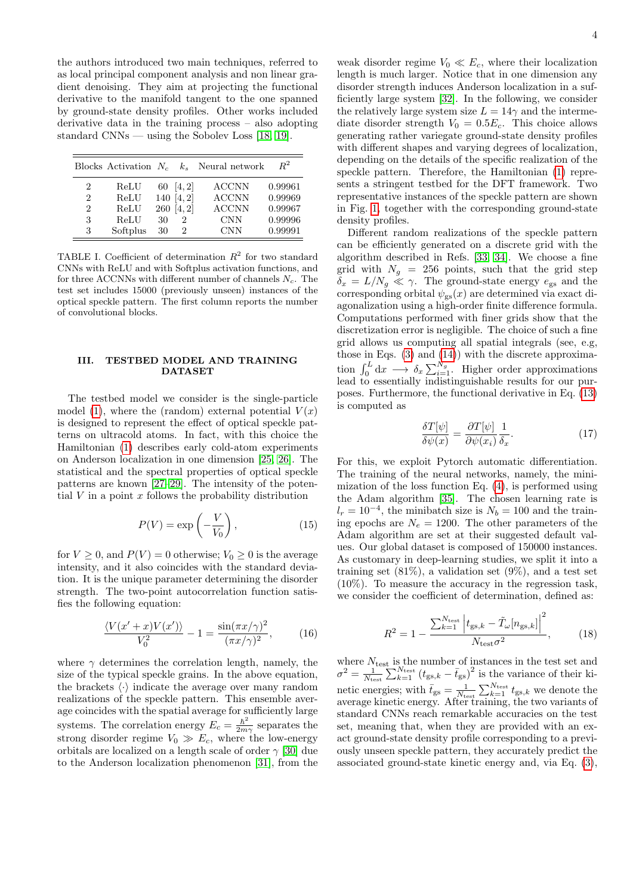the authors introduced two main techniques, referred to as local principal component analysis and non linear gradient denoising. They aim at projecting the functional derivative to the manifold tangent to the one spanned by ground-state density profiles. Other works included derivative data in the training process – also adopting standard CNNs — using the Sobolev Loss [18, 19].

| Blocks | Activation | $N_c$ | $k_s$ | Neural network | $R^2$ |
|---|---|---|---|---|---|
| 2 | ReLU | 60 | [4, 2] | ACCNN | 0.99961 |
| 2 | ReLU | 140 | [4, 2] | ACCNN | 0.99969 |
| 2 | ReLU | 260 | [4, 2] | ACCNN | 0.99967 |
| 3 | ReLU | 30 | 2 | CNN | 0.99996 |
| 3 | Softplus | 30 | 2 | CNN | 0.99991 |

TABLE I. Coefficient of determination $R^2$ for two standard CNNs with ReLU and with Softplus activation functions, and for three ACCNNs with different number of channels $N_c$. The test set includes 15000 (previously unseen) instances of the optical speckle pattern. The first column reports the number of convolutional blocks.

## III. TESTBED MODEL AND TRAINING DATASET

The testbed model we consider is the single-particle model (1), where the (random) external potential $V(x)$ is designed to represent the effect of optical speckle patterns on ultracold atoms. In fact, with this choice the Hamiltonian (1) describes early cold-atom experiments on Anderson localization in one dimension [25, 26]. The statistical and the spectral properties of optical speckle patterns are known [27–29]. The intensity of the potential $V$ in a point $x$ follows the probability distribution

$$P(V) = \exp\left(-\frac{V}{V_0}\right), \tag{15}$$

for $V \geq 0$, and $P(V) = 0$ otherwise; $V_0 \geq 0$ is the average intensity, and it also coincides with the standard deviation. It is the unique parameter determining the disorder strength. The two-point autocorrelation function satisfies the following equation:

$$\frac{\langle V(x'+x)V(x')\rangle}{V_0^2} - 1 = \frac{\sin(\pi x/\gamma)^2}{(\pi x/\gamma)^2}, \tag{16}$$

where $\gamma$ determines the correlation length, namely, the size of the typical speckle grains. In the above equation, the brackets $\langle\cdot\rangle$ indicate the average over many random realizations of the speckle pattern. This ensemble average coincides with the spatial average for sufficiently large systems. The correlation energy $E_c = \frac{\hbar^2}{2m\gamma}$ separates the strong disorder regime $V_0 \gg E_c$, where the low-energy orbitals are localized on a length scale of order $\gamma$ [30] due to the Anderson localization phenomenon [31], from the weak disorder regime $V_0 \ll E_c$, where their localization length is much larger. Notice that in one dimension any disorder strength induces Anderson localization in a sufficiently large system [32]. In the following, we consider the relatively large system size $L = 14\gamma$ and the intermediate disorder strength $V_0 = 0.5E_c$. This choice allows generating rather variegate ground-state density profiles with different shapes and varying degrees of localization, depending on the details of the specific realization of the speckle pattern. Therefore, the Hamiltonian (1) represents a stringent testbed for the DFT framework. Two representative instances of the speckle pattern are shown in Fig. 1, together with the corresponding ground-state density profiles.

Different random realizations of the speckle pattern can be efficiently generated on a discrete grid with the algorithm described in Refs. [33, 34]. We choose a fine grid with $N_g = 256$ points, such that the grid step $\delta_x = L/N_g \ll \gamma$. The ground-state energy $e_{\mathrm{gs}}$ and the corresponding orbital $\psi_{\mathrm{gs}}(x)$ are determined via exact diagonalization using a high-order finite difference formula. Computations performed with finer grids show that the discretization error is negligible. The choice of such a fine grid allows us computing all spatial integrals (see, e.g, those in Eqs. (3) and (14)) with the discrete approximation $\int_0^L \mathrm{d}x \longrightarrow \delta_x \sum_{i=1}^{N_g}$. Higher order approximations lead to essentially indistinguishable results for our purposes. Furthermore, the functional derivative in Eq. (13) is computed as

$$\frac{\delta T[\psi]}{\delta\psi(x)} = \frac{\partial T[\psi]}{\partial\psi(x_i)}\frac{1}{\delta_x}. \tag{17}$$

For this, we exploit Pytorch automatic differentiation. The training of the neural networks, namely, the minimization of the loss function Eq. (4), is performed using the Adam algorithm [35]. The chosen learning rate is $l_r = 10^{-4}$, the minibatch size is $N_b = 100$ and the training epochs are $N_e = 1200$. The other parameters of the Adam algorithm are set at their suggested default values. Our global dataset is composed of 150000 instances. As customary in deep-learning studies, we split it into a training set (81%), a validation set (9%), and a test set (10%). To measure the accuracy in the regression task, we consider the coefficient of determination, defined as:

$$R^2 = 1 - \frac{\sum_{k=1}^{N_{\mathrm{test}}}\left|t_{\mathrm{gs},k} - \tilde{T}_\omega[n_{\mathrm{gs},k}]\right|^2}{N_{\mathrm{test}}\sigma^2}, \tag{18}$$

where $N_{\mathrm{test}}$ is the number of instances in the test set and $\sigma^2 = \frac{1}{N_{\mathrm{test}}}\sum_{k=1}^{N_{\mathrm{test}}}(t_{\mathrm{gs},k} - \bar{t}_{\mathrm{gs}})^2$ is the variance of their kinetic energies; with $\bar{t}_{\mathrm{gs}} = \frac{1}{N_{\mathrm{test}}}\sum_{k=1}^{N_{\mathrm{test}}} t_{\mathrm{gs},k}$ we denote the average kinetic energy. After training, the two variants of standard CNNs reach remarkable accuracies on the test set, meaning that, when they are provided with an exact ground-state density profile corresponding to a previously unseen speckle pattern, they accurately predict the associated ground-state kinetic energy and, via Eq. (3),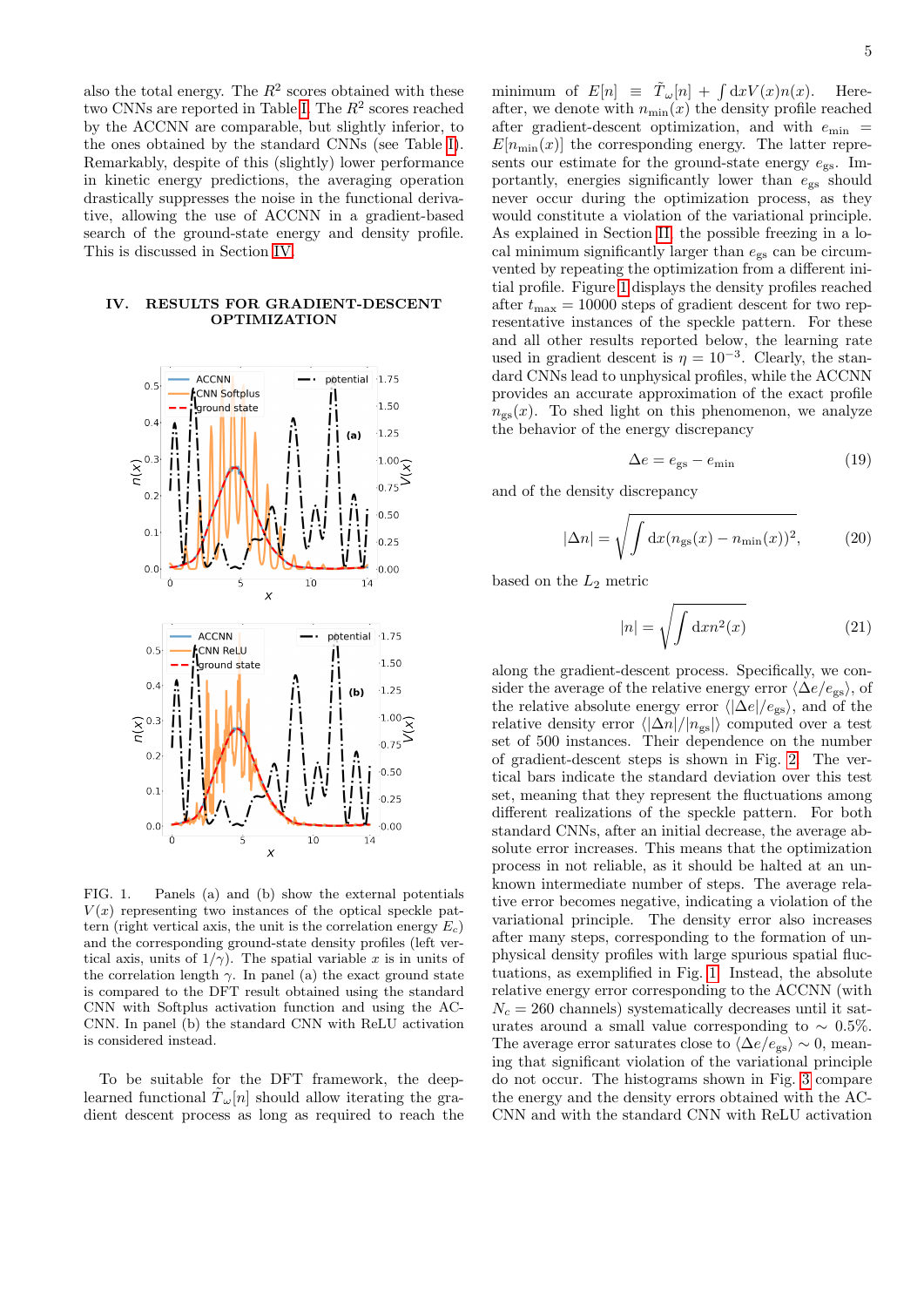also the total energy. The $R^2$ scores obtained with these two CNNs are reported in Table I. The $R^2$ scores reached by the ACCNN are comparable, but slightly inferior, to the ones obtained by the standard CNNs (see Table I). Remarkably, despite of this (slightly) lower performance in kinetic energy predictions, the averaging operation drastically suppresses the noise in the functional derivative, allowing the use of ACCNN in a gradient-based search of the ground-state energy and density profile. This is discussed in Section IV.

## IV. RESULTS FOR GRADIENT-DESCENT OPTIMIZATION

FIG. 1. Panels (a) and (b) show the external potentials $V(x)$ representing two instances of the optical speckle pattern (right vertical axis, the unit is the correlation energy $E_c$) and the corresponding ground-state density profiles (left vertical axis, units of $1/\gamma$). The spatial variable $x$ is in units of the correlation length $\gamma$. In panel (a) the exact ground state is compared to the DFT result obtained using the standard CNN with Softplus activation function and using the ACCNN. In panel (b) the standard CNN with ReLU activation is considered instead.

To be suitable for the DFT framework, the deep-learned functional $\tilde{T}_\omega[n]$ should allow iterating the gradient descent process as long as required to reach the minimum of $E[n] \equiv \tilde{T}_\omega[n] + \int \mathrm{d}x V(x)n(x)$. Hereafter, we denote with $n_{\min}(x)$ the density profile reached after gradient-descent optimization, and with $e_{\min} = E[n_{\min}(x)]$ the corresponding energy. The latter represents our estimate for the ground-state energy $e_{\mathrm{gs}}$. Importantly, energies significantly lower than $e_{\mathrm{gs}}$ should never occur during the optimization process, as they would constitute a violation of the variational principle. As explained in Section II, the possible freezing in a local minimum significantly larger than $e_{\mathrm{gs}}$ can be circumvented by repeating the optimization from a different initial profile. Figure 1 displays the density profiles reached after $t_{\max} = 10000$ steps of gradient descent for two representative instances of the speckle pattern. For these and all other results reported below, the learning rate used in gradient descent is $\eta = 10^{-3}$. Clearly, the standard CNNs lead to unphysical profiles, while the ACCNN provides an accurate approximation of the exact profile $n_{\mathrm{gs}}(x)$. To shed light on this phenomenon, we analyze the behavior of the energy discrepancy

$$\Delta e = e_{\mathrm{gs}} - e_{\min} \tag{19}$$

and of the density discrepancy

$$|\Delta n| = \sqrt{\int \mathrm{d}x (n_{\mathrm{gs}}(x) - n_{\min}(x))^2}, \tag{20}$$

based on the $L_2$ metric

$$|n| = \sqrt{\int \mathrm{d}x n^2(x)} \tag{21}$$

along the gradient-descent process. Specifically, we consider the average of the relative energy error $\langle \Delta e / e_{\mathrm{gs}} \rangle$, of the relative absolute energy error $\langle |\Delta e| / e_{\mathrm{gs}} \rangle$, and of the relative density error $\langle |\Delta n| / |n_{\mathrm{gs}}| \rangle$ computed over a test set of 500 instances. Their dependence on the number of gradient-descent steps is shown in Fig. 2. The vertical bars indicate the standard deviation over this test set, meaning that they represent the fluctuations among different realizations of the speckle pattern. For both standard CNNs, after an initial decrease, the average absolute error increases. This means that the optimization process in not reliable, as it should be halted at an unknown intermediate number of steps. The average relative error becomes negative, indicating a violation of the variational principle. The density error also increases after many steps, corresponding to the formation of unphysical density profiles with large spurious spatial fluctuations, as exemplified in Fig. 1. Instead, the absolute relative energy error corresponding to the ACCNN (with $N_c = 260$ channels) systematically decreases until it saturates around a small value corresponding to $\sim 0.5\%$. The average error saturates close to $\langle \Delta e / e_{\mathrm{gs}} \rangle \sim 0$, meaning that significant violation of the variational principle do not occur. The histograms shown in Fig. 3 compare the energy and the density errors obtained with the ACCNN and with the standard CNN with ReLU activation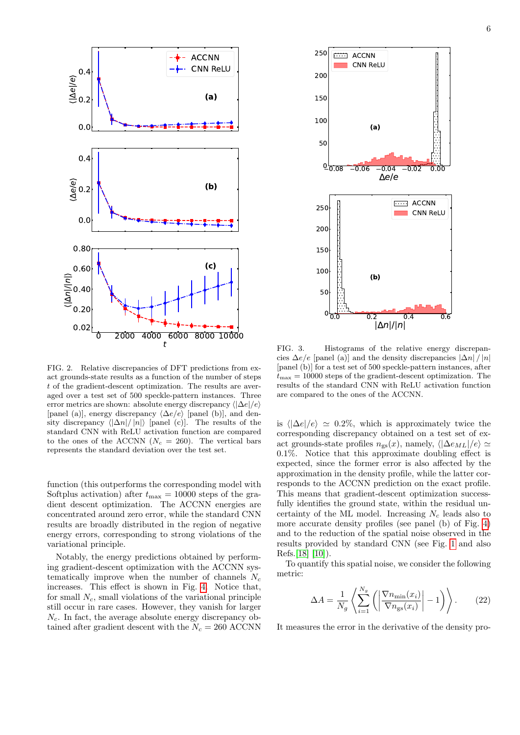FIG. 2. Relative discrepancies of DFT predictions from exact grounds-state results as a function of the number of steps $t$ of the gradient-descent optimization. The results are averaged over a test set of 500 speckle-pattern instances. Three error metrics are shown: absolute energy discrepancy $\langle|\Delta e/e\rangle$ [panel (a)], energy discrepancy $\langle \Delta e/e\rangle$ [panel (b)], and density discrepancy $\langle|\Delta n|/|n|\rangle$ [panel (c)]. The results of the standard CNN with ReLU activation function are compared to the ones of the ACCNN ($N_c = 260$). The vertical bars represents the standard deviation over the test set.

FIG. 3. Histograms of the relative energy discrepancies $\Delta e/e$ [panel (a)] and the density discrepancies $|\Delta n| / |n|$ [panel (b)] for a test set of 500 speckle-pattern instances, after $t_{\max} = 10000$ steps of the gradient-descent optimization. The results of the standard CNN with ReLU activation function are compared to the ones of the ACCNN.

function (this outperforms the corresponding model with Softplus activation) after $t_{\max} = 10000$ steps of the gradient descent optimization. The ACCNN energies are concentrated around zero error, while the standard CNN results are broadly distributed in the region of negative energy errors, corresponding to strong violations of the variational principle.

Notably, the energy predictions obtained by performing gradient-descent optimization with the ACCNN systematically improve when the number of channels $N_c$ increases. This effect is shown in Fig. 4. Notice that, for small $N_c$, small violations of the variational principle still occur in rare cases. However, they vanish for larger $N_c$. In fact, the average absolute energy discrepancy obtained after gradient descent with the $N_c = 260$ ACCNN is $\langle|\Delta e|/e\rangle \simeq 0.2\%$, which is approximately twice the corresponding discrepancy obtained on a test set of exact grounds-state profiles $n_{\rm gs}(x)$, namely, $\langle|\Delta e_{ML}|/e\rangle \simeq 0.1\%$. Notice that this approximate doubling effect is expected, since the former error is also affected by the approximation in the density profile, while the latter corresponds to the ACCNN prediction on the exact profile. This means that gradient-descent optimization successfully identifies the ground state, within the residual uncertainty of the ML model. Increasing $N_c$ leads also to more accurate density profiles (see panel (b) of Fig. 4) and to the reduction of the spatial noise observed in the results provided by standard CNN (see Fig. 1 and also Refs. [18] [10]).

To quantify this spatial noise, we consider the following metric:

$$\Delta A = \frac{1}{N_g}\left\langle \sum_{i=1}^{N_g}\left(\left|\frac{\nabla n_{\min}(x_i)}{\nabla n_{\rm gs}(x_i)}\right| - 1\right)\right\rangle . \qquad (22)$$

It measures the error in the derivative of the density pro-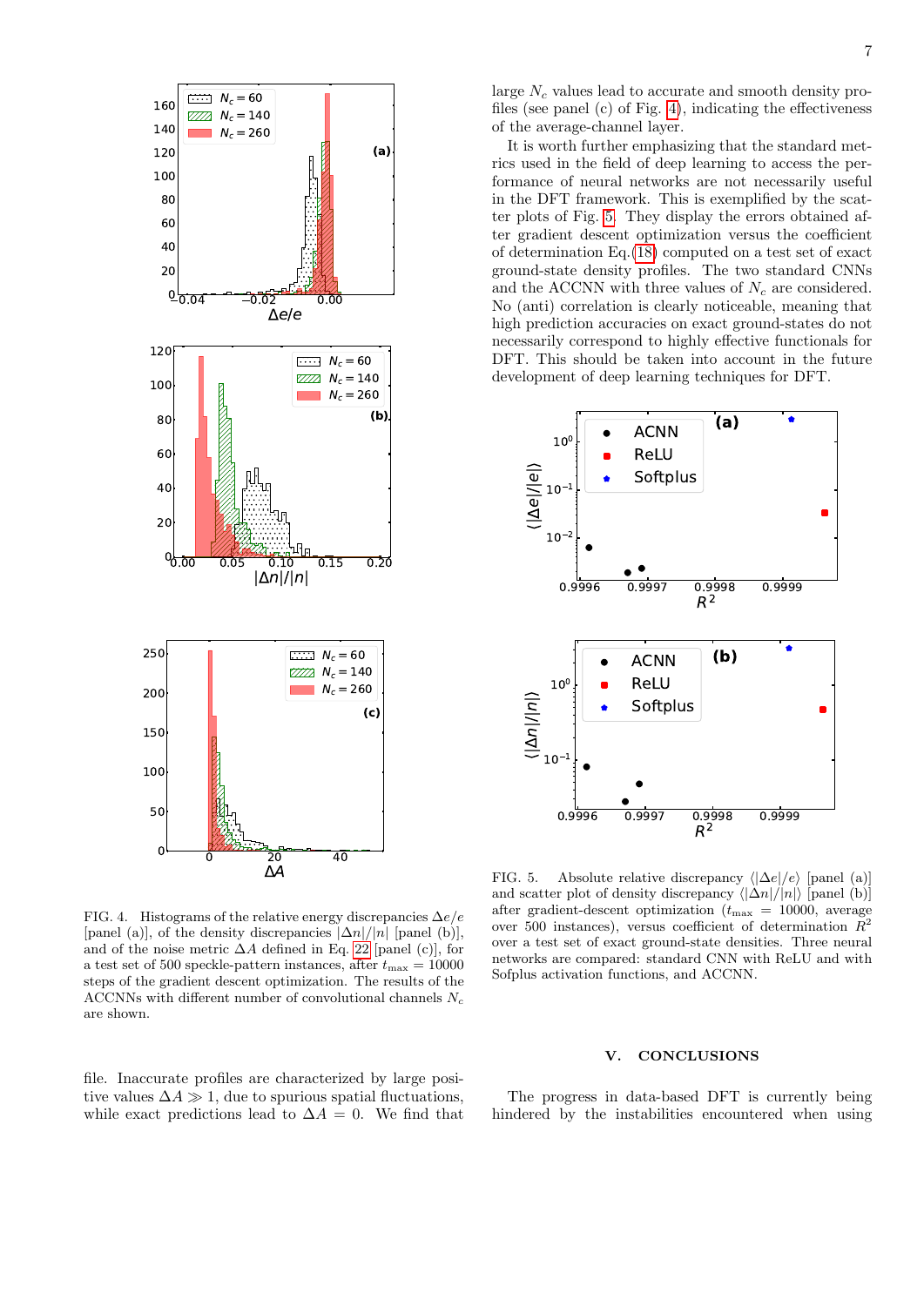FIG. 4. Histograms of the relative energy discrepancies $\Delta e/e$ [panel (a)], of the density discrepancies $|\Delta n|/|n|$ [panel (b)], and of the noise metric $\Delta A$ defined in Eq. 22 [panel (c)], for a test set of 500 speckle-pattern instances, after $t_{\mathrm{max}} = 10000$ steps of the gradient descent optimization. The results of the ACCNNs with different number of convolutional channels $N_c$ are shown.

file. Inaccurate profiles are characterized by large positive values $\Delta A \gg 1$, due to spurious spatial fluctuations, while exact predictions lead to $\Delta A = 0$. We find that large $N_c$ values lead to accurate and smooth density profiles (see panel (c) of Fig. 4), indicating the effectiveness of the average-channel layer.

It is worth further emphasizing that the standard metrics used in the field of deep learning to access the performance of neural networks are not necessarily useful in the DFT framework. This is exemplified by the scatter plots of Fig. 5. They display the errors obtained after gradient descent optimization versus the coefficient of determination Eq.(18) computed on a test set of exact ground-state density profiles. The two standard CNNs and the ACCNN with three values of $N_c$ are considered. No (anti) correlation is clearly noticeable, meaning that high prediction accuracies on exact ground-states do not necessarily correspond to highly effective functionals for DFT. This should be taken into account in the future development of deep learning techniques for DFT.

FIG. 5. Absolute relative discrepancy $\langle|\Delta e|/e\rangle$ [panel (a)] and scatter plot of density discrepancy $\langle|\Delta n|/|n|\rangle$ [panel (b)] after gradient-descent optimization ($t_{\mathrm{max}} = 10000$, average over 500 instances), versus coefficient of determination $R^2$ over a test set of exact ground-state densities. Three neural networks are compared: standard CNN with ReLU and with Sofplus activation functions, and ACCNN.

## V. CONCLUSIONS

The progress in data-based DFT is currently being hindered by the instabilities encountered when using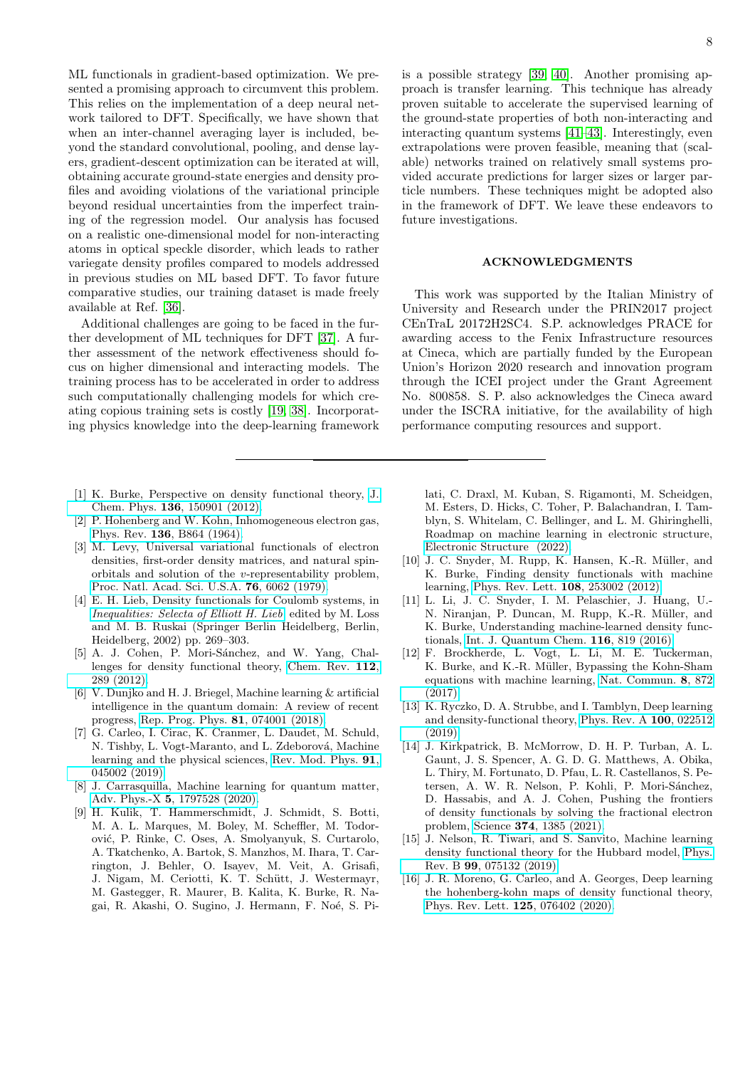ML functionals in gradient-based optimization. We presented a promising approach to circumvent this problem. This relies on the implementation of a deep neural network tailored to DFT. Specifically, we have shown that when an inter-channel averaging layer is included, beyond the standard convolutional, pooling, and dense layers, gradient-descent optimization can be iterated at will, obtaining accurate ground-state energies and density profiles and avoiding violations of the variational principle beyond residual uncertainties from the imperfect training of the regression model. Our analysis has focused on a realistic one-dimensional model for non-interacting atoms in optical speckle disorder, which leads to rather variegate density profiles compared to models addressed in previous studies on ML based DFT. To favor future comparative studies, our training dataset is made freely available at Ref. [36].

Additional challenges are going to be faced in the further development of ML techniques for DFT [37]. A further assessment of the network effectiveness should focus on higher dimensional and interacting models. The training process has to be accelerated in order to address such computationally challenging models for which creating copious training sets is costly [19, 38]. Incorporating physics knowledge into the deep-learning framework is a possible strategy [39, 40]. Another promising approach is transfer learning. This technique has already proven suitable to accelerate the supervised learning of the ground-state properties of both non-interacting and interacting quantum systems [41–43]. Interestingly, even extrapolations were proven feasible, meaning that (scalable) networks trained on relatively small systems provided accurate predictions for larger sizes or larger particle numbers. These techniques might be adopted also in the framework of DFT. We leave these endeavors to future investigations.

## ACKNOWLEDGMENTS

This work was supported by the Italian Ministry of University and Research under the PRIN2017 project CEnTraL 20172H2SC4. S.P. acknowledges PRACE for awarding access to the Fenix Infrastructure resources at Cineca, which are partially funded by the European Union's Horizon 2020 research and innovation program through the ICEI project under the Grant Agreement No. 800858. S. P. also acknowledges the Cineca award under the ISCRA initiative, for the availability of high performance computing resources and support.

---

[1] K. Burke, Perspective on density functional theory, J. Chem. Phys. **136**, 150901 (2012).

[2] P. Hohenberg and W. Kohn, Inhomogeneous electron gas, Phys. Rev. **136**, B864 (1964).

[3] M. Levy, Universal variational functionals of electron densities, first-order density matrices, and natural spin-orbitals and solution of the $v$-representability problem, Proc. Natl. Acad. Sci. U.S.A. **76**, 6062 (1979).

[4] E. H. Lieb, Density functionals for Coulomb systems, in *Inequalities: Selecta of Elliott H. Lieb*, edited by M. Loss and M. B. Ruskai (Springer Berlin Heidelberg, Berlin, Heidelberg, 2002) pp. 269–303.

[5] A. J. Cohen, P. Mori-Sánchez, and W. Yang, Challenges for density functional theory, Chem. Rev. **112**, 289 (2012).

[6] V. Dunjko and H. J. Briegel, Machine learning & artificial intelligence in the quantum domain: A review of recent progress, Rep. Prog. Phys. **81**, 074001 (2018).

[7] G. Carleo, I. Cirac, K. Cranmer, L. Daudet, M. Schuld, N. Tishby, L. Vogt-Maranto, and L. Zdeborová, Machine learning and the physical sciences, Rev. Mod. Phys. **91**, 045002 (2019).

[8] J. Carrasquilla, Machine learning for quantum matter, Adv. Phys.-X **5**, 1797528 (2020).

[9] H. Kulik, T. Hammerschmidt, J. Schmidt, S. Botti, M. A. L. Marques, M. Boley, M. Scheffler, M. Todorović, P. Rinke, C. Oses, A. Smolyanyuk, S. Curtarolo, A. Tkatchenko, A. Bartok, S. Manzhos, M. Ihara, T. Carrington, J. Behler, O. Isayev, M. Veit, A. Grisafi, J. Nigam, M. Ceriotti, K. T. Schütt, J. Westermayr, M. Gastegger, R. Maurer, B. Kalita, K. Burke, R. Nagai, R. Akashi, O. Sugino, J. Hermann, F. Noé, S. Pilati, C. Draxl, M. Kuban, S. Rigamonti, M. Scheidgen, M. Esters, D. Hicks, C. Toher, P. Balachandran, I. Tamblyn, S. Whitelam, C. Bellinger, and L. M. Ghiringhelli, Roadmap on machine learning in electronic structure, Electronic Structure (2022).

[10] J. C. Snyder, M. Rupp, K. Hansen, K.-R. Müller, and K. Burke, Finding density functionals with machine learning, Phys. Rev. Lett. **108**, 253002 (2012).

[11] L. Li, J. C. Snyder, I. M. Pelaschier, J. Huang, U.-N. Niranjan, P. Duncan, M. Rupp, K.-R. Müller, and K. Burke, Understanding machine-learned density functionals, Int. J. Quantum Chem. **116**, 819 (2016).

[12] F. Brockherde, L. Vogt, L. Li, M. E. Tuckerman, K. Burke, and K.-R. Müller, Bypassing the Kohn-Sham equations with machine learning, Nat. Commun. **8**, 872 (2017).

[13] K. Ryczko, D. A. Strubbe, and I. Tamblyn, Deep learning and density-functional theory, Phys. Rev. A **100**, 022512 (2019).

[14] J. Kirkpatrick, B. McMorrow, D. H. P. Turban, A. L. Gaunt, J. S. Spencer, A. G. D. G. Matthews, A. Obika, L. Thiry, M. Fortunato, D. Pfau, L. R. Castellanos, S. Petersen, A. W. R. Nelson, P. Kohli, P. Mori-Sánchez, D. Hassabis, and A. J. Cohen, Pushing the frontiers of density functionals by solving the fractional electron problem, Science **374**, 1385 (2021).

[15] J. Nelson, R. Tiwari, and S. Sanvito, Machine learning density functional theory for the Hubbard model, Phys. Rev. B **99**, 075132 (2019).

[16] J. R. Moreno, G. Carleo, and A. Georges, Deep learning the hohenberg-kohn maps of density functional theory, Phys. Rev. Lett. **125**, 076402 (2020).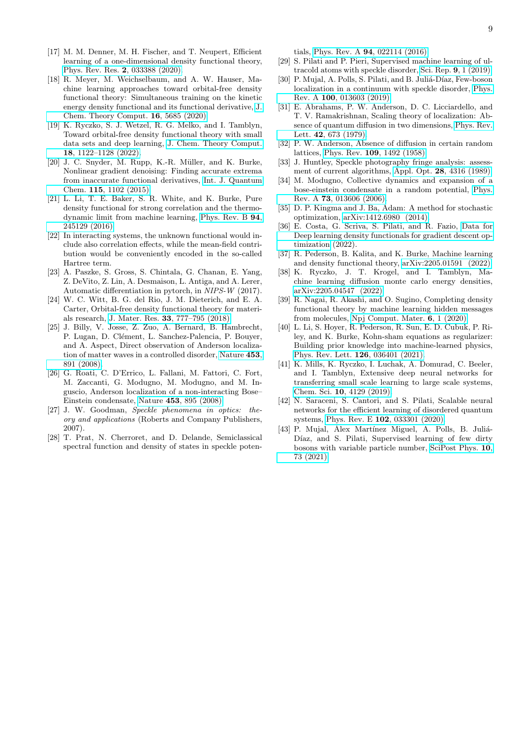[17] M. M. Denner, M. H. Fischer, and T. Neupert, Efficient learning of a one-dimensional density functional theory, Phys. Rev. Res. **2**, 033388 (2020).

[18] R. Meyer, M. Weichselbaum, and A. W. Hauser, Machine learning approaches toward orbital-free density functional theory: Simultaneous training on the kinetic energy density functional and its functional derivative, J. Chem. Theory Comput. **16**, 5685 (2020).

[19] K. Ryczko, S. J. Wetzel, R. G. Melko, and I. Tamblyn, Toward orbital-free density functional theory with small data sets and deep learning, J. Chem. Theory Comput. **18**, 1122–1128 (2022).

[20] J. C. Snyder, M. Rupp, K.-R. Müller, and K. Burke, Nonlinear gradient denoising: Finding accurate extrema from inaccurate functional derivatives, Int. J. Quantum Chem. **115**, 1102 (2015).

[21] L. Li, T. E. Baker, S. R. White, and K. Burke, Pure density functional for strong correlation and the thermodynamic limit from machine learning, Phys. Rev. B **94**, 245129 (2016).

[22] In interacting systems, the unknown functional would include also correlation effects, while the mean-field contribution would be conveniently encoded in the so-called Hartree term.

[23] A. Paszke, S. Gross, S. Chintala, G. Chanan, E. Yang, Z. DeVito, Z. Lin, A. Desmaison, L. Antiga, and A. Lerer, Automatic differentiation in pytorch, in *NIPS-W* (2017).

[24] W. C. Witt, B. G. del Rio, J. M. Dieterich, and E. A. Carter, Orbital-free density functional theory for materials research, J. Mater. Res. **33**, 777–795 (2018).

[25] J. Billy, V. Josse, Z. Zuo, A. Bernard, B. Hambrecht, P. Lugan, D. Clément, L. Sanchez-Palencia, P. Bouyer, and A. Aspect, Direct observation of Anderson localization of matter waves in a controlled disorder, Nature **453**, 891 (2008).

[26] G. Roati, C. D'Errico, L. Fallani, M. Fattori, C. Fort, M. Zaccanti, G. Modugno, M. Modugno, and M. Inguscio, Anderson localization of a non-interacting Bose–Einstein condensate, Nature **453**, 895 (2008).

[27] J. W. Goodman, *Speckle phenomena in optics: theory and applications* (Roberts and Company Publishers, 2007).

[28] T. Prat, N. Cherroret, and D. Delande, Semiclassical spectral function and density of states in speckle potentials, Phys. Rev. A **94**, 022114 (2016).

[29] S. Pilati and P. Pieri, Supervised machine learning of ultracold atoms with speckle disorder, Sci. Rep. **9**, 1 (2019).

[30] P. Mujal, A. Polls, S. Pilati, and B. Juliá-Díaz, Few-boson localization in a continuum with speckle disorder, Phys. Rev. A **100**, 013603 (2019).

[31] E. Abrahams, P. W. Anderson, D. C. Licciardello, and T. V. Ramakrishnan, Scaling theory of localization: Absence of quantum diffusion in two dimensions, Phys. Rev. Lett. **42**, 673 (1979).

[32] P. W. Anderson, Absence of diffusion in certain random lattices, Phys. Rev. **109**, 1492 (1958).

[33] J. Huntley, Speckle photography fringe analysis: assessment of current algorithms, Appl. Opt. **28**, 4316 (1989).

[34] M. Modugno, Collective dynamics and expansion of a bose-einstein condensate in a random potential, Phys. Rev. A **73**, 013606 (2006).

[35] D. P. Kingma and J. Ba, Adam: A method for stochastic optimization, arXiv:1412.6980 (2014).

[36] E. Costa, G. Scriva, S. Pilati, and R. Fazio, Data for Deep learning density functionals for gradient descent optimization (2022).

[37] R. Pederson, B. Kalita, and K. Burke, Machine learning and density functional theory, arXiv:2205.01591 (2022).

[38] K. Ryczko, J. T. Krogel, and I. Tamblyn, Machine learning diffusion monte carlo energy densities, arXiv:2205.04547 (2022).

[39] R. Nagai, R. Akashi, and O. Sugino, Completing density functional theory by machine learning hidden messages from molecules, Npj Comput. Mater. **6**, 1 (2020).

[40] L. Li, S. Hoyer, R. Pederson, R. Sun, E. D. Cubuk, P. Riley, and K. Burke, Kohn-sham equations as regularizer: Building prior knowledge into machine-learned physics, Phys. Rev. Lett. **126**, 036401 (2021).

[41] K. Mills, K. Ryczko, I. Luchak, A. Domurad, C. Beeler, and I. Tamblyn, Extensive deep neural networks for transferring small scale learning to large scale systems, Chem. Sci. **10**, 4129 (2019).

[42] N. Saraceni, S. Cantori, and S. Pilati, Scalable neural networks for the efficient learning of disordered quantum systems, Phys. Rev. E **102**, 033301 (2020).

[43] P. Mujal, Alex Martínez Miguel, A. Polls, B. Juliá-Díaz, and S. Pilati, Supervised learning of few dirty bosons with variable particle number, SciPost Phys. **10**, 73 (2021).